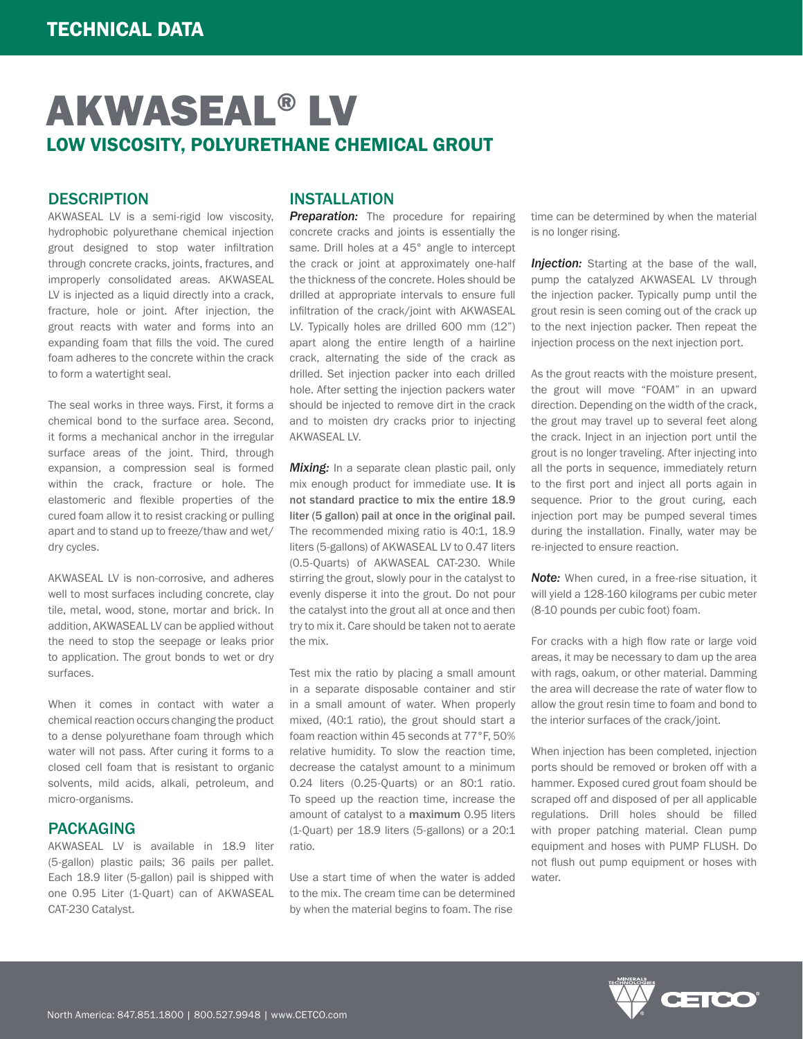TECHNICAL DATA

# AKWASEAL® LV

## LOW VISCOSITY, POLYURETHANE CHEMICAL GROUT

### DESCRIPTION

AKWASEAL LV is a semi-rigid low viscosity, hydrophobic polyurethane chemical injection grout designed to stop water infiltration through concrete cracks, joints, fractures, and improperly consolidated areas. AKWASEAL LV is injected as a liquid directly into a crack, fracture, hole or joint. After injection, the grout reacts with water and forms into an expanding foam that fills the void. The cured foam adheres to the concrete within the crack to form a watertight seal.

The seal works in three ways. First, it forms a chemical bond to the surface area. Second, it forms a mechanical anchor in the irregular surface areas of the joint. Third, through expansion, a compression seal is formed within the crack, fracture or hole. The elastomeric and flexible properties of the cured foam allow it to resist cracking or pulling apart and to stand up to freeze/thaw and wet/dry cycles.

AKWASEAL LV is non-corrosive, and adheres well to most surfaces including concrete, clay tile, metal, wood, stone, mortar and brick. In addition, AKWASEAL LV can be applied without the need to stop the seepage or leaks prior to application. The grout bonds to wet or dry surfaces.

When it comes in contact with water a chemical reaction occurs changing the product to a dense polyurethane foam through which water will not pass. After curing it forms to a closed cell foam that is resistant to organic solvents, mild acids, alkali, petroleum, and micro-organisms.

### PACKAGING

AKWASEAL LV is available in 18.9 liter (5-gallon) plastic pails; 36 pails per pallet. Each 18.9 liter (5-gallon) pail is shipped with one 0.95 Liter (1-Quart) can of AKWASEAL CAT-230 Catalyst.

### INSTALLATION

***Preparation:*** The procedure for repairing concrete cracks and joints is essentially the same. Drill holes at a 45° angle to intercept the crack or joint at approximately one-half the thickness of the concrete. Holes should be drilled at appropriate intervals to ensure full infiltration of the crack/joint with AKWASEAL LV. Typically holes are drilled 600 mm (12") apart along the entire length of a hairline crack, alternating the side of the crack as drilled. Set injection packer into each drilled hole. After setting the injection packers water should be injected to remove dirt in the crack and to moisten dry cracks prior to injecting AKWASEAL LV.

***Mixing:*** In a separate clean plastic pail, only mix enough product for immediate use. **It is not standard practice to mix the entire 18.9 liter (5 gallon) pail at once in the original pail.** The recommended mixing ratio is 40:1, 18.9 liters (5-gallons) of AKWASEAL LV to 0.47 liters (0.5-Quarts) of AKWASEAL CAT-230. While stirring the grout, slowly pour in the catalyst to evenly disperse it into the grout. Do not pour the catalyst into the grout all at once and then try to mix it. Care should be taken not to aerate the mix.

Test mix the ratio by placing a small amount in a separate disposable container and stir in a small amount of water. When properly mixed, (40:1 ratio), the grout should start a foam reaction within 45 seconds at 77°F, 50% relative humidity. To slow the reaction time, decrease the catalyst amount to a minimum 0.24 liters (0.25-Quarts) or an 80:1 ratio. To speed up the reaction time, increase the amount of catalyst to a **maximum** 0.95 liters (1-Quart) per 18.9 liters (5-gallons) or a 20:1 ratio.

Use a start time of when the water is added to the mix. The cream time can be determined by when the material begins to foam. The rise time can be determined by when the material is no longer rising.

***Injection:*** Starting at the base of the wall, pump the catalyzed AKWASEAL LV through the injection packer. Typically pump until the grout resin is seen coming out of the crack up to the next injection packer. Then repeat the injection process on the next injection port.

As the grout reacts with the moisture present, the grout will move "FOAM" in an upward direction. Depending on the width of the crack, the grout may travel up to several feet along the crack. Inject in an injection port until the grout is no longer traveling. After injecting into all the ports in sequence, immediately return to the first port and inject all ports again in sequence. Prior to the grout curing, each injection port may be pumped several times during the installation. Finally, water may be re-injected to ensure reaction.

***Note:*** When cured, in a free-rise situation, it will yield a 128-160 kilograms per cubic meter (8-10 pounds per cubic foot) foam.

For cracks with a high flow rate or large void areas, it may be necessary to dam up the area with rags, oakum, or other material. Damming the area will decrease the rate of water flow to allow the grout resin time to foam and bond to the interior surfaces of the crack/joint.

When injection has been completed, injection ports should be removed or broken off with a hammer. Exposed cured grout foam should be scraped off and disposed of per all applicable regulations. Drill holes should be filled with proper patching material. Clean pump equipment and hoses with PUMP FLUSH. Do not flush out pump equipment or hoses with water.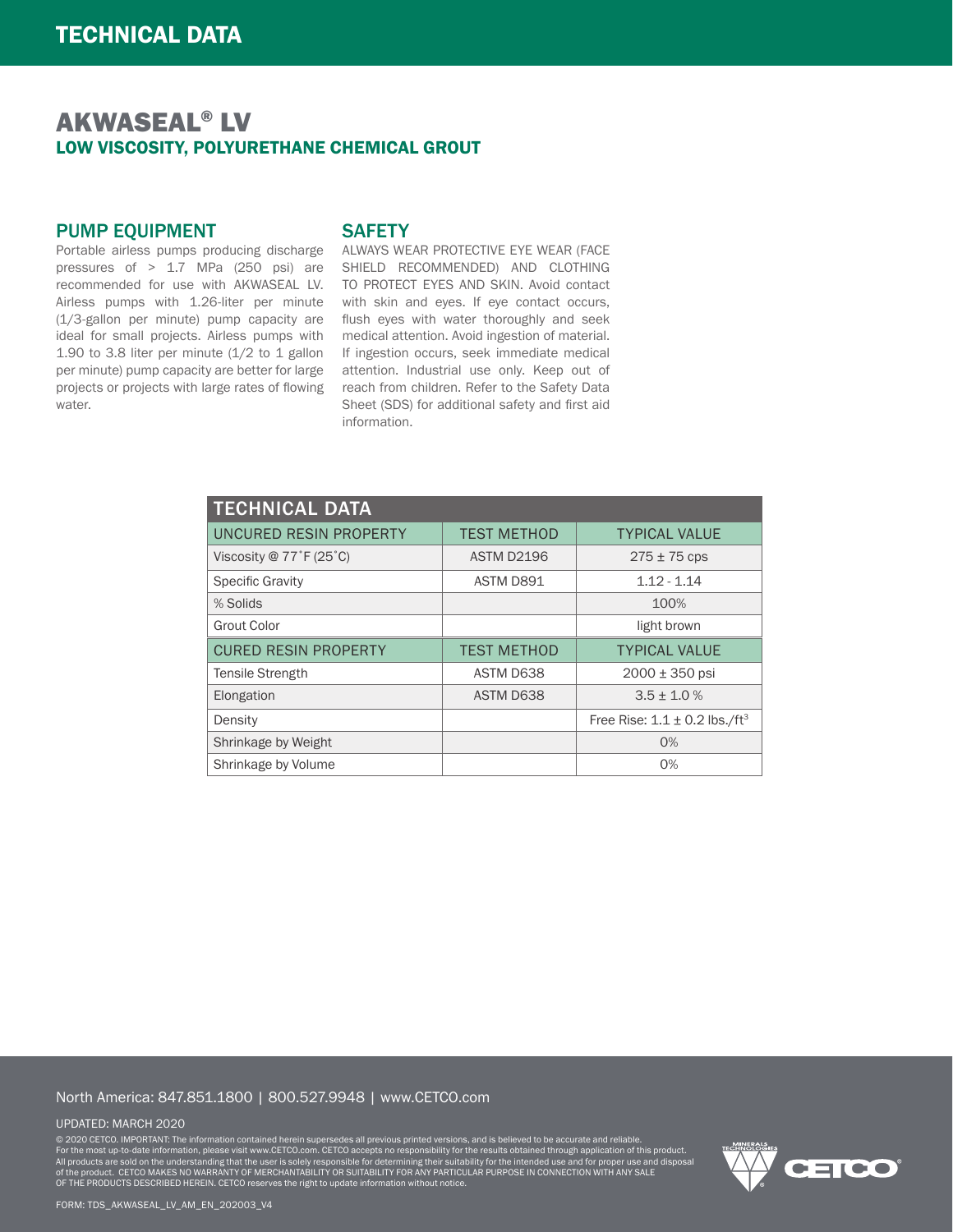# AKWASEAL® LV

## LOW VISCOSITY, POLYURETHANE CHEMICAL GROUT

### PUMP EQUIPMENT

Portable airless pumps producing discharge pressures of > 1.7 MPa (250 psi) are recommended for use with AKWASEAL LV. Airless pumps with 1.26-liter per minute (1/3-gallon per minute) pump capacity are ideal for small projects. Airless pumps with 1.90 to 3.8 liter per minute (1/2 to 1 gallon per minute) pump capacity are better for large projects or projects with large rates of flowing water.

### SAFETY

ALWAYS WEAR PROTECTIVE EYE WEAR (FACE SHIELD RECOMMENDED) AND CLOTHING TO PROTECT EYES AND SKIN. Avoid contact with skin and eyes. If eye contact occurs, flush eyes with water thoroughly and seek medical attention. Avoid ingestion of material. If ingestion occurs, seek immediate medical attention. Industrial use only. Keep out of reach from children. Refer to the Safety Data Sheet (SDS) for additional safety and first aid information.

| TECHNICAL DATA | | |
|---|---|---|
| UNCURED RESIN PROPERTY | TEST METHOD | TYPICAL VALUE |
| Viscosity @ 77˚F (25˚C) | ASTM D2196 | 275 ± 75 cps |
| Specific Gravity | ASTM D891 | 1.12 - 1.14 |
| % Solids | | 100% |
| Grout Color | | light brown |
| CURED RESIN PROPERTY | TEST METHOD | TYPICAL VALUE |
| Tensile Strength | ASTM D638 | 2000 ± 350 psi |
| Elongation | ASTM D638 | 3.5 ± 1.0 % |
| Density | | Free Rise: 1.1 ± 0.2 lbs./ft$^3$ |
| Shrinkage by Weight | | 0% |
| Shrinkage by Volume | | 0% |

North America: 847.851.1800 | 800.527.9948 | www.CETCO.com

UPDATED: MARCH 2020

© 2020 CETCO. IMPORTANT: The information contained herein supersedes all previous printed versions, and is believed to be accurate and reliable. For the most up-to-date information, please visit www.CETCO.com. CETCO accepts no responsibility for the results obtained through application of this product. All products are sold on the understanding that the user is solely responsible for determining their suitability for the intended use and for proper use and disposal of the product. CETCO MAKES NO WARRANTY OF MERCHANTABILITY OR SUITABILITY FOR ANY PARTICULAR PURPOSE IN CONNECTION WITH ANY SALE OF THE PRODUCTS DESCRIBED HEREIN. CETCO reserves the right to update information without notice.

FORM: TDS_AKWASEAL_LV_AM_EN_202003_V4